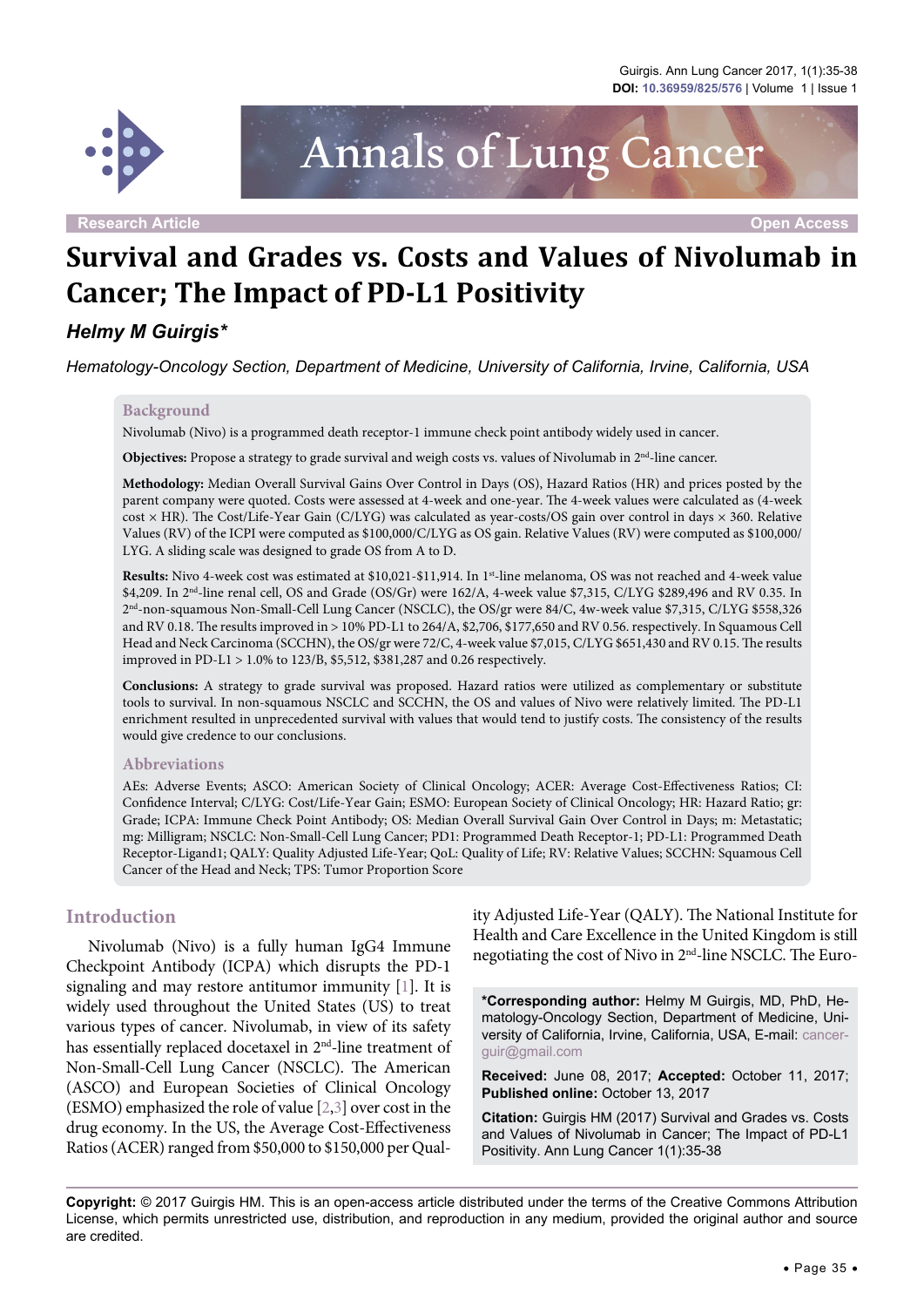Research Article

Open Access

# Survival and Grades vs. Costs and Values of Nivolumab in Cancer; The Impact of PD-L1 Positivity

***Helmy M Guirgis****

*Hematology-Oncology Section, Department of Medicine, University of California, Irvine, California, USA*

## Background

Nivolumab (Nivo) is a programmed death receptor-1 immune check point antibody widely used in cancer.

**Objectives:** Propose a strategy to grade survival and weigh costs vs. values of Nivolumab in 2nd-line cancer.

**Methodology:** Median Overall Survival Gains Over Control in Days (OS), Hazard Ratios (HR) and prices posted by the parent company were quoted. Costs were assessed at 4-week and one-year. The 4-week values were calculated as (4-week cost × HR). The Cost/Life-Year Gain (C/LYG) was calculated as year-costs/OS gain over control in days × 360. Relative Values (RV) of the ICPI were computed as $100,000/C/LYG as OS gain. Relative Values (RV) were computed as $100,000/LYG. A sliding scale was designed to grade OS from A to D.

**Results:** Nivo 4-week cost was estimated at $10,021-$11,914. In 1st-line melanoma, OS was not reached and 4-week value $4,209. In 2nd-line renal cell, OS and Grade (OS/Gr) were 162/A, 4-week value $7,315, C/LYG $289,496 and RV 0.35. In 2nd-non-squamous Non-Small-Cell Lung Cancer (NSCLC), the OS/gr were 84/C, 4w-week value $7,315, C/LYG $558,326 and RV 0.18. The results improved in > 10% PD-L1 to 264/A, $2,706, $177,650 and RV 0.56. respectively. In Squamous Cell Head and Neck Carcinoma (SCCHN), the OS/gr were 72/C, 4-week value $7,015, C/LYG $651,430 and RV 0.15. The results improved in PD-L1 > 1.0% to 123/B, $5,512, $381,287 and 0.26 respectively.

**Conclusions:** A strategy to grade survival was proposed. Hazard ratios were utilized as complementary or substitute tools to survival. In non-squamous NSCLC and SCCHN, the OS and values of Nivo were relatively limited. The PD-L1 enrichment resulted in unprecedented survival with values that would tend to justify costs. The consistency of the results would give credence to our conclusions.

## Abbreviations

AEs: Adverse Events; ASCO: American Society of Clinical Oncology; ACER: Average Cost-Effectiveness Ratios; CI: Confidence Interval; C/LYG: Cost/Life-Year Gain; ESMO: European Society of Clinical Oncology; HR: Hazard Ratio; gr: Grade; ICPA: Immune Check Point Antibody; OS: Median Overall Survival Gain Over Control in Days; m: Metastatic; mg: Milligram; NSCLC: Non-Small-Cell Lung Cancer; PD1: Programmed Death Receptor-1; PD-L1: Programmed Death Receptor-Ligand1; QALY: Quality Adjusted Life-Year; QoL: Quality of Life; RV: Relative Values; SCCHN: Squamous Cell Cancer of the Head and Neck; TPS: Tumor Proportion Score

## Introduction

Nivolumab (Nivo) is a fully human IgG4 Immune Checkpoint Antibody (ICPA) which disrupts the PD-1 signaling and may restore antitumor immunity [1]. It is widely used throughout the United States (US) to treat various types of cancer. Nivolumab, in view of its safety has essentially replaced docetaxel in 2nd-line treatment of Non-Small-Cell Lung Cancer (NSCLC). The American (ASCO) and European Societies of Clinical Oncology (ESMO) emphasized the role of value [2,3] over cost in the drug economy. In the US, the Average Cost-Effectiveness Ratios (ACER) ranged from $50,000 to $150,000 per Quality Adjusted Life-Year (QALY). The National Institute for Health and Care Excellence in the United Kingdom is still negotiating the cost of Nivo in 2nd-line NSCLC. The Euro-

**\*Corresponding author:** Helmy M Guirgis, MD, PhD, Hematology-Oncology Section, Department of Medicine, University of California, Irvine, California, USA, E-mail: cancerguir@gmail.com

**Received:** June 08, 2017; **Accepted:** October 11, 2017; **Published online:** October 13, 2017

**Citation:** Guirgis HM (2017) Survival and Grades vs. Costs and Values of Nivolumab in Cancer; The Impact of PD-L1 Positivity. Ann Lung Cancer 1(1):35-38

**Copyright:** © 2017 Guirgis HM. This is an open-access article distributed under the terms of the Creative Commons Attribution License, which permits unrestricted use, distribution, and reproduction in any medium, provided the original author and source are credited.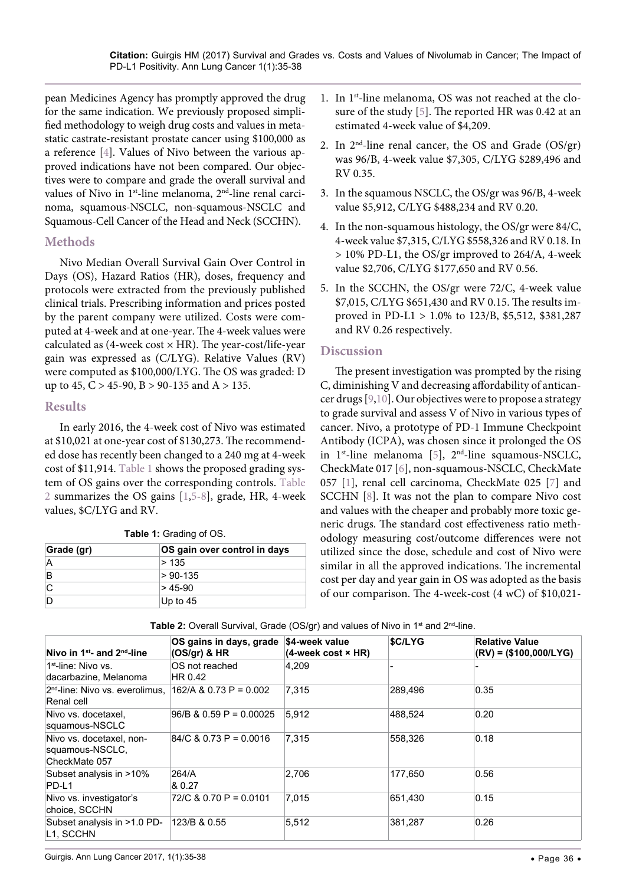pean Medicines Agency has promptly approved the drug for the same indication. We previously proposed simplified methodology to weigh drug costs and values in metastatic castrate-resistant prostate cancer using $100,000 as a reference [4]. Values of Nivo between the various approved indications have not been compared. Our objectives were to compare and grade the overall survival and values of Nivo in 1st-line melanoma, 2nd-line renal carcinoma, squamous-NSCLC, non-squamous-NSCLC and Squamous-Cell Cancer of the Head and Neck (SCCHN).

## Methods

Nivo Median Overall Survival Gain Over Control in Days (OS), Hazard Ratios (HR), doses, frequency and protocols were extracted from the previously published clinical trials. Prescribing information and prices posted by the parent company were utilized. Costs were computed at 4-week and at one-year. The 4-week values were calculated as (4-week cost × HR). The year-cost/life-year gain was expressed as (C/LYG). Relative Values (RV) were computed as $100,000/LYG. The OS was graded: D up to 45, C > 45-90, B > 90-135 and A > 135.

## Results

In early 2016, the 4-week cost of Nivo was estimated at $10,021 at one-year cost of $130,273. The recommended dose has recently been changed to a 240 mg at 4-week cost of $11,914. Table 1 shows the proposed grading system of OS gains over the corresponding controls. Table 2 summarizes the OS gains [1,5-8], grade, HR, 4-week values, $C/LYG and RV.

**Table 1:** Grading of OS.

| Grade (gr) | OS gain over control in days |
|---|---|
| A | > 135 |
| B | > 90-135 |
| C | > 45-90 |
| D | Up to 45 |

1. In 1st-line melanoma, OS was not reached at the closure of the study [5]. The reported HR was 0.42 at an estimated 4-week value of $4,209.
2. In 2nd-line renal cancer, the OS and Grade (OS/gr) was 96/B, 4-week value $7,305, C/LYG $289,496 and RV 0.35.
3. In the squamous NSCLC, the OS/gr was 96/B, 4-week value $5,912, C/LYG $488,234 and RV 0.20.
4. In the non-squamous histology, the OS/gr were 84/C, 4-week value $7,315, C/LYG $558,326 and RV 0.18. In > 10% PD-L1, the OS/gr improved to 264/A, 4-week value $2,706, C/LYG $177,650 and RV 0.56.
5. In the SCCHN, the OS/gr were 72/C, 4-week value $7,015, C/LYG $651,430 and RV 0.15. The results improved in PD-L1 > 1.0% to 123/B, $5,512, $381,287 and RV 0.26 respectively.

## Discussion

The present investigation was prompted by the rising C, diminishing V and decreasing affordability of anticancer drugs [9,10]. Our objectives were to propose a strategy to grade survival and assess V of Nivo in various types of cancer. Nivo, a prototype of PD-1 Immune Checkpoint Antibody (ICPA), was chosen since it prolonged the OS in 1st-line melanoma [5], 2nd-line squamous-NSCLC, CheckMate 017 [6], non-squamous-NSCLC, CheckMate 057 [1], renal cell carcinoma, CheckMate 025 [7] and SCCHN [8]. It was not the plan to compare Nivo cost and values with the cheaper and probably more toxic generic drugs. The standard cost effectiveness ratio methodology measuring cost/outcome differences were not utilized since the dose, schedule and cost of Nivo were similar in all the approved indications. The incremental cost per day and year gain in OS was adopted as the basis of our comparison. The 4-week-cost (4 wC) of $10,021-

**Table 2:** Overall Survival, Grade (OS/gr) and values of Nivo in 1st and 2nd-line.

| Nivo in 1st- and 2nd-line | OS gains in days, grade (OS/gr) & HR | $4-week value (4-week cost × HR) | $C/LYG | Relative Value (RV) = ($100,000/LYG) |
|---|---|---|---|---|
| 1st-line: Nivo vs. dacarbazine, Melanoma | OS not reached HR 0.42 | 4,209 | - | - |
| 2nd-line: Nivo vs. everolimus, Renal cell | 162/A & 0.73 P = 0.002 | 7,315 | 289,496 | 0.35 |
| Nivo vs. docetaxel, squamous-NSCLC | 96/B & 0.59 P = 0.00025 | 5,912 | 488,524 | 0.20 |
| Nivo vs. docetaxel, non-squamous-NSCLC, CheckMate 057 | 84/C & 0.73 P = 0.0016 | 7,315 | 558,326 | 0.18 |
| Subset analysis in >10% PD-L1 | 264/A & 0.27 | 2,706 | 177,650 | 0.56 |
| Nivo vs. investigator's choice, SCCHN | 72/C & 0.70 P = 0.0101 | 7,015 | 651,430 | 0.15 |
| Subset analysis in >1.0 PD-L1, SCCHN | 123/B & 0.55 | 5,512 | 381,287 | 0.26 |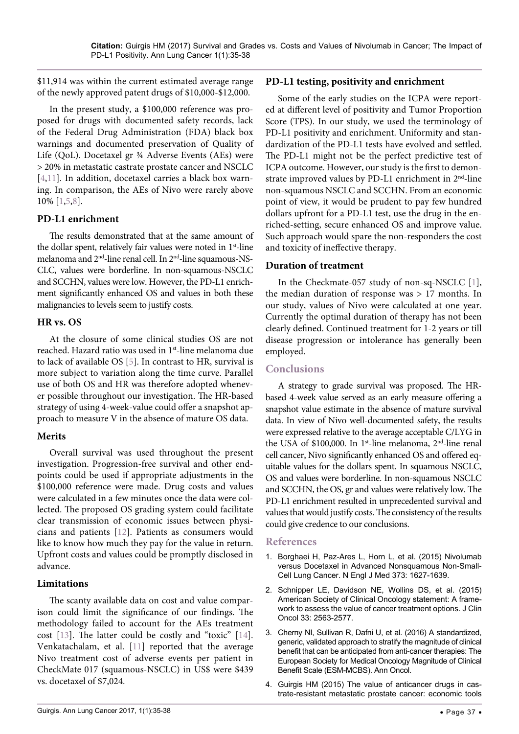$11,914 was within the current estimated average range of the newly approved patent drugs of $10,000-$12,000.

In the present study, a $100,000 reference was proposed for drugs with documented safety records, lack of the Federal Drug Administration (FDA) black box warnings and documented preservation of Quality of Life (QoL). Docetaxel gr ¾ Adverse Events (AEs) were > 20% in metastatic castrate prostate cancer and NSCLC [4,11]. In addition, docetaxel carries a black box warning. In comparison, the AEs of Nivo were rarely above 10% [1,5,8].

### PD-L1 enrichment

The results demonstrated that at the same amount of the dollar spent, relatively fair values were noted in 1st-line melanoma and 2nd-line renal cell. In 2nd-line squamous-NSCLC, values were borderline. In non-squamous-NSCLC and SCCHN, values were low. However, the PD-L1 enrichment significantly enhanced OS and values in both these malignancies to levels seem to justify costs.

### HR vs. OS

At the closure of some clinical studies OS are not reached. Hazard ratio was used in 1st-line melanoma due to lack of available OS [5]. In contrast to HR, survival is more subject to variation along the time curve. Parallel use of both OS and HR was therefore adopted whenever possible throughout our investigation. The HR-based strategy of using 4-week-value could offer a snapshot approach to measure V in the absence of mature OS data.

### Merits

Overall survival was used throughout the present investigation. Progression-free survival and other endpoints could be used if appropriate adjustments in the $100,000 reference were made. Drug costs and values were calculated in a few minutes once the data were collected. The proposed OS grading system could facilitate clear transmission of economic issues between physicians and patients [12]. Patients as consumers would like to know how much they pay for the value in return. Upfront costs and values could be promptly disclosed in advance.

### Limitations

The scanty available data on cost and value comparison could limit the significance of our findings. The methodology failed to account for the AEs treatment cost [13]. The latter could be costly and "toxic" [14]. Venkatachalam, et al. [11] reported that the average Nivo treatment cost of adverse events per patient in CheckMate 017 (squamous-NSCLC) in US$ were $439 vs. docetaxel of $7,024.

### PD-L1 testing, positivity and enrichment

Some of the early studies on the ICPA were reported at different level of positivity and Tumor Proportion Score (TPS). In our study, we used the terminology of PD-L1 positivity and enrichment. Uniformity and standardization of the PD-L1 tests have evolved and settled. The PD-L1 might not be the perfect predictive test of ICPA outcome. However, our study is the first to demonstrate improved values by PD-L1 enrichment in 2nd-line non-squamous NSCLC and SCCHN. From an economic point of view, it would be prudent to pay few hundred dollars upfront for a PD-L1 test, use the drug in the enriched-setting, secure enhanced OS and improve value. Such approach would spare the non-responders the cost and toxicity of ineffective therapy.

### Duration of treatment

In the Checkmate-057 study of non-sq-NSCLC [1], the median duration of response was > 17 months. In our study, values of Nivo were calculated at one year. Currently the optimal duration of therapy has not been clearly defined. Continued treatment for 1-2 years or till disease progression or intolerance has generally been employed.

## Conclusions

A strategy to grade survival was proposed. The HR-based 4-week value served as an early measure offering a snapshot value estimate in the absence of mature survival data. In view of Nivo well-documented safety, the results were expressed relative to the average acceptable C/LYG in the USA of $100,000. In 1st-line melanoma, 2nd-line renal cell cancer, Nivo significantly enhanced OS and offered equitable values for the dollars spent. In squamous NSCLC, OS and values were borderline. In non-squamous NSCLC and SCCHN, the OS, gr and values were relatively low. The PD-L1 enrichment resulted in unprecedented survival and values that would justify costs. The consistency of the results could give credence to our conclusions.

## References

1. Borghaei H, Paz-Ares L, Horn L, et al. (2015) Nivolumab versus Docetaxel in Advanced Nonsquamous Non-Small-Cell Lung Cancer. N Engl J Med 373: 1627-1639.
2. Schnipper LE, Davidson NE, Wollins DS, et al. (2015) American Society of Clinical Oncology statement: A framework to assess the value of cancer treatment options. J Clin Oncol 33: 2563-2577.
3. Cherny NI, Sullivan R, Dafni U, et al. (2016) A standardized, generic, validated approach to stratify the magnitude of clinical benefit that can be anticipated from anti-cancer therapies: The European Society for Medical Oncology Magnitude of Clinical Benefit Scale (ESM-MCBS). Ann Oncol.
4. Guirgis HM (2015) The value of anticancer drugs in castrate-resistant metastatic prostate cancer: economic tools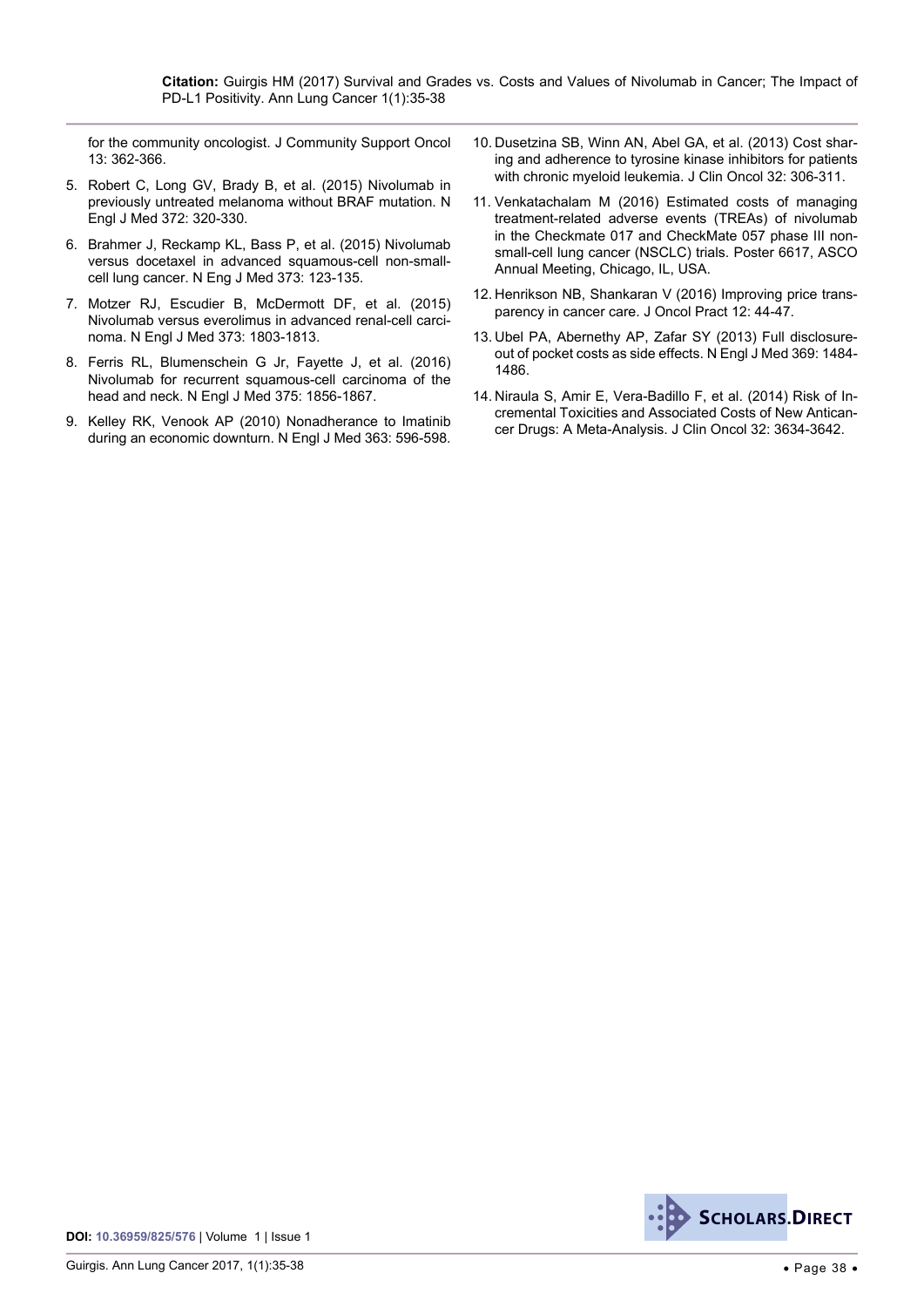for the community oncologist. J Community Support Oncol 13: 362-366.

5. Robert C, Long GV, Brady B, et al. (2015) Nivolumab in previously untreated melanoma without BRAF mutation. N Engl J Med 372: 320-330.
6. Brahmer J, Reckamp KL, Bass P, et al. (2015) Nivolumab versus docetaxel in advanced squamous-cell non-small-cell lung cancer. N Eng J Med 373: 123-135.
7. Motzer RJ, Escudier B, McDermott DF, et al. (2015) Nivolumab versus everolimus in advanced renal-cell carcinoma. N Engl J Med 373: 1803-1813.
8. Ferris RL, Blumenschein G Jr, Fayette J, et al. (2016) Nivolumab for recurrent squamous-cell carcinoma of the head and neck. N Engl J Med 375: 1856-1867.
9. Kelley RK, Venook AP (2010) Nonadherance to Imatinib during an economic downturn. N Engl J Med 363: 596-598.
10. Dusetzina SB, Winn AN, Abel GA, et al. (2013) Cost sharing and adherence to tyrosine kinase inhibitors for patients with chronic myeloid leukemia. J Clin Oncol 32: 306-311.
11. Venkatachalam M (2016) Estimated costs of managing treatment-related adverse events (TREAs) of nivolumab in the Checkmate 017 and CheckMate 057 phase III non-small-cell lung cancer (NSCLC) trials. Poster 6617, ASCO Annual Meeting, Chicago, IL, USA.
12. Henrikson NB, Shankaran V (2016) Improving price transparency in cancer care. J Oncol Pract 12: 44-47.
13. Ubel PA, Abernethy AP, Zafar SY (2013) Full disclosure-out of pocket costs as side effects. N Engl J Med 369: 1484-1486.
14. Niraula S, Amir E, Vera-Badillo F, et al. (2014) Risk of Incremental Toxicities and Associated Costs of New Anticancer Drugs: A Meta-Analysis. J Clin Oncol 32: 3634-3642.